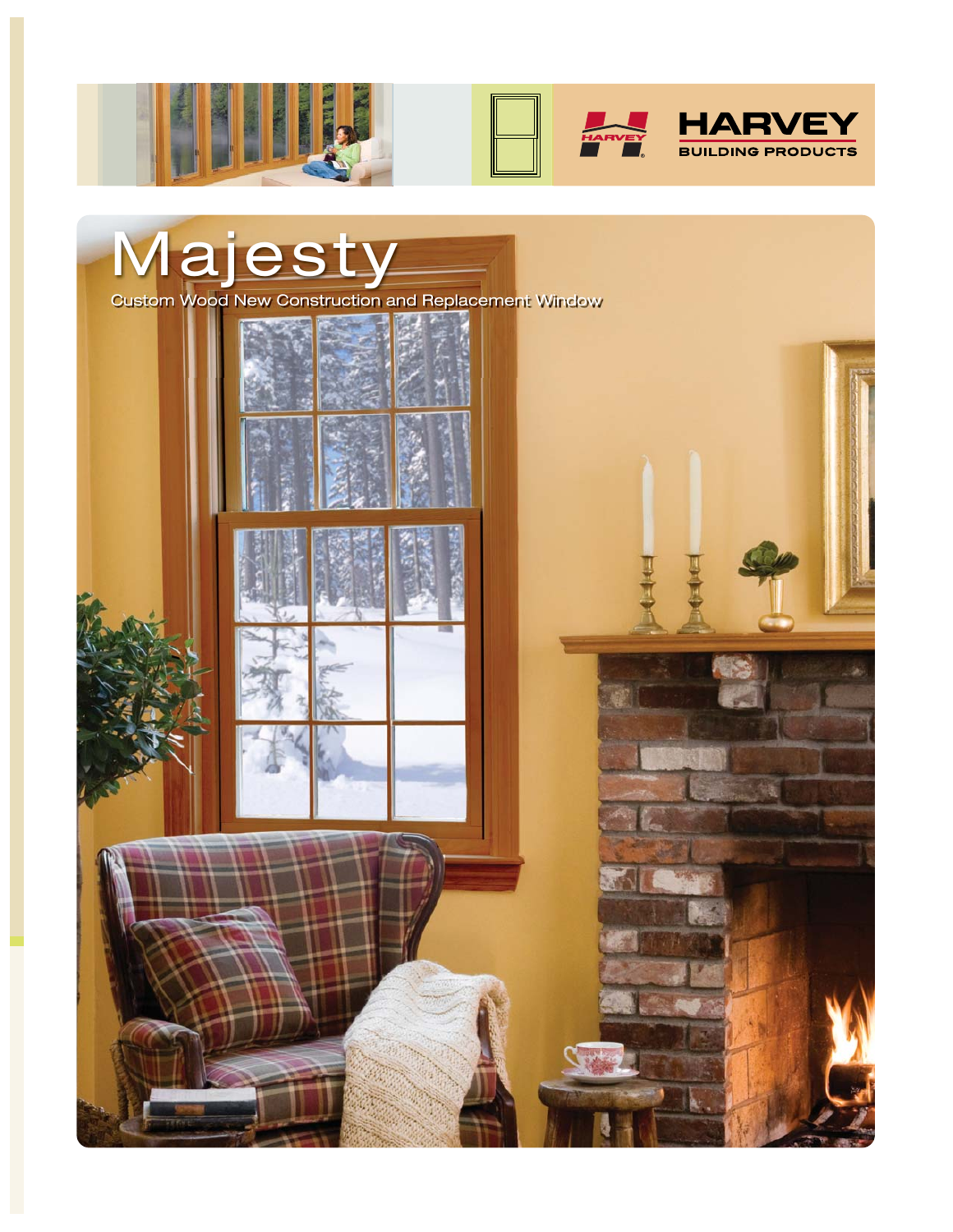HARVEY

BUILDING PRODUCTS

# Majesty

Custom Wood New Construction and Replacement Window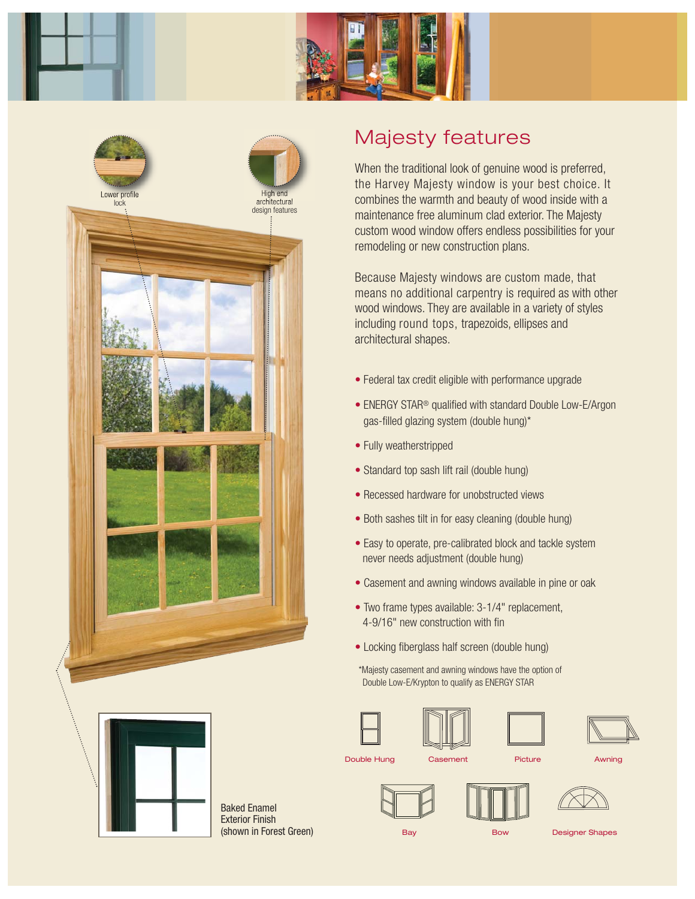Lower profile lock

High end architectural design features

## Majesty features

When the traditional look of genuine wood is preferred, the Harvey Majesty window is your best choice. It combines the warmth and beauty of wood inside with a maintenance free aluminum clad exterior. The Majesty custom wood window offers endless possibilities for your remodeling or new construction plans.

Because Majesty windows are custom made, that means no additional carpentry is required as with other wood windows. They are available in a variety of styles including round tops, trapezoids, ellipses and architectural shapes.

- Federal tax credit eligible with performance upgrade
- ENERGY STAR® qualified with standard Double Low-E/Argon gas-filled glazing system (double hung)*
- Fully weatherstripped
- Standard top sash lift rail (double hung)
- Recessed hardware for unobstructed views
- Both sashes tilt in for easy cleaning (double hung)
- Easy to operate, pre-calibrated block and tackle system never needs adjustment (double hung)
- Casement and awning windows available in pine or oak
- Two frame types available: 3-1/4" replacement, 4-9/16" new construction with fin
- Locking fiberglass half screen (double hung)

*Majesty casement and awning windows have the option of Double Low-E/Krypton to qualify as ENERGY STAR

Baked Enamel Exterior Finish (shown in Forest Green)

Double Hung | Casement | Picture | Awning

Bay | Bow | Designer Shapes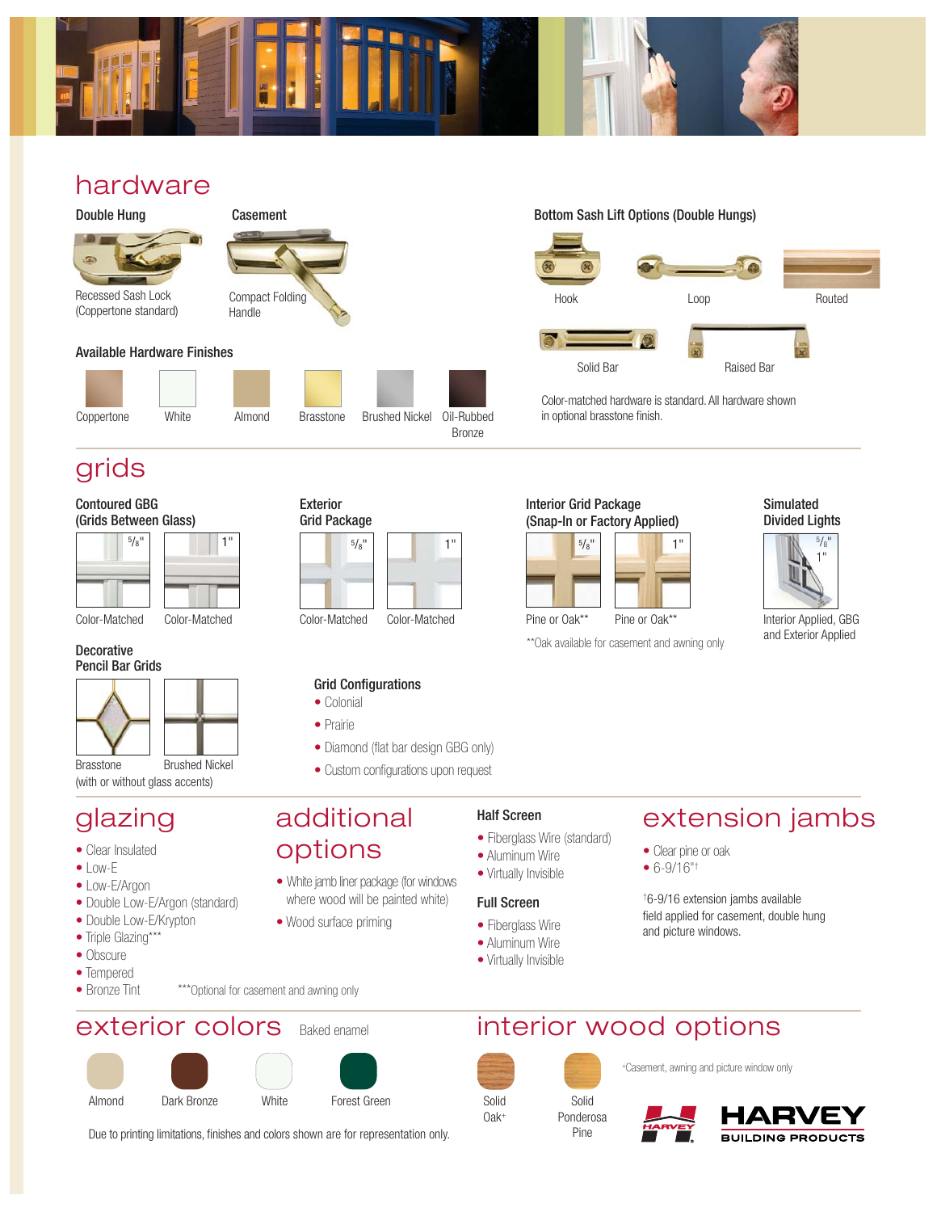## hardware

### Double Hung

Recessed Sash Lock (Coppertone standard)

### Casement

Compact Folding Handle

### Available Hardware Finishes

Coppertone, White, Almond, Brasstone, Brushed Nickel, Oil-Rubbed Bronze

### Bottom Sash Lift Options (Double Hungs)

Hook, Loop, Routed, Solid Bar, Raised Bar

Color-matched hardware is standard. All hardware shown in optional brasstone finish.

## grids

### Contoured GBG (Grids Between Glass)

5/8" Color-Matched, 1" Color-Matched

### Exterior Grid Package

5/8" Color-Matched, 1" Color-Matched

### Interior Grid Package (Snap-In or Factory Applied)

5/8" Pine or Oak**, 1" Pine or Oak**

**Oak available for casement and awning only

### Simulated Divided Lights

5/8", 1"

Interior Applied, GBG and Exterior Applied

### Decorative Pencil Bar Grids

Brasstone, Brushed Nickel (with or without glass accents)

### Grid Configurations

- Colonial
- Prairie
- Diamond (flat bar design GBG only)
- Custom configurations upon request

## glazing

- Clear Insulated
- Low-E
- Low-E/Argon
- Double Low-E/Argon (standard)
- Double Low-E/Krypton
- Triple Glazing***
- Obscure
- Tempered
- Bronze Tint

***Optional for casement and awning only

## additional options

- White jamb liner package (for windows where wood will be painted white)
- Wood surface priming

### Half Screen

- Fiberglass Wire (standard)
- Aluminum Wire
- Virtually Invisible

### Full Screen

- Fiberglass Wire
- Aluminum Wire
- Virtually Invisible

## extension jambs

- Clear pine or oak
- 6-9/16"†

†6-9/16 extension jambs available field applied for casement, double hung and picture windows.

## exterior colors

Baked enamel

Almond, Dark Bronze, White, Forest Green

Due to printing limitations, finishes and colors shown are for representation only.

## interior wood options

Solid Oak+, Solid Ponderosa Pine

+Casement, awning and picture window only

HARVEY BUILDING PRODUCTS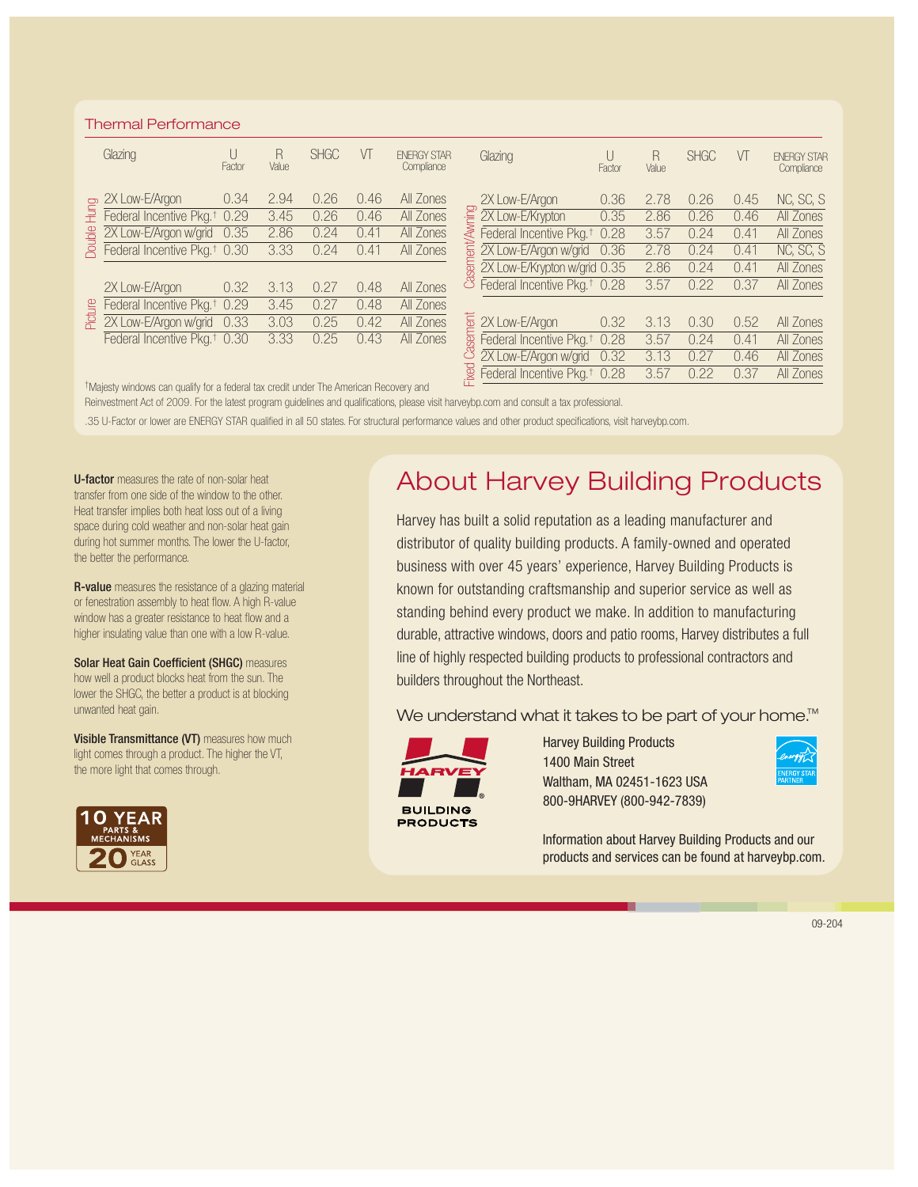## Thermal Performance

| | Glazing | U Factor | R Value | SHGC | VT | ENERGY STAR Compliance |
|---|---|---|---|---|---|---|
| Double Hung | 2X Low-E/Argon | 0.34 | 2.94 | 0.26 | 0.46 | All Zones |
| | Federal Incentive Pkg.† | 0.29 | 3.45 | 0.26 | 0.46 | All Zones |
| | 2X Low-E/Argon w/grid | 0.35 | 2.86 | 0.24 | 0.41 | All Zones |
| | Federal Incentive Pkg.† | 0.30 | 3.33 | 0.24 | 0.41 | All Zones |
| Picture | 2X Low-E/Argon | 0.32 | 3.13 | 0.27 | 0.48 | All Zones |
| | Federal Incentive Pkg.† | 0.29 | 3.45 | 0.27 | 0.48 | All Zones |
| | 2X Low-E/Argon w/grid | 0.33 | 3.03 | 0.25 | 0.42 | All Zones |
| | Federal Incentive Pkg.† | 0.30 | 3.33 | 0.25 | 0.43 | All Zones |
| Casement/Awning | 2X Low-E/Argon | 0.36 | 2.78 | 0.26 | 0.45 | NC, SC, S |
| | 2X Low-E/Krypton | 0.35 | 2.86 | 0.26 | 0.46 | All Zones |
| | Federal Incentive Pkg.† | 0.28 | 3.57 | 0.24 | 0.41 | All Zones |
| | 2X Low-E/Argon w/grid | 0.36 | 2.78 | 0.24 | 0.41 | NC, SC, S |
| | 2X Low-E/Krypton w/grid | 0.35 | 2.86 | 0.24 | 0.41 | All Zones |
| | Federal Incentive Pkg.† | 0.28 | 3.57 | 0.22 | 0.37 | All Zones |
| Fixed Casement | 2X Low-E/Argon | 0.32 | 3.13 | 0.30 | 0.52 | All Zones |
| | Federal Incentive Pkg.† | 0.28 | 3.57 | 0.24 | 0.41 | All Zones |
| | 2X Low-E/Argon w/grid | 0.32 | 3.13 | 0.27 | 0.46 | All Zones |
| | Federal Incentive Pkg.† | 0.28 | 3.57 | 0.22 | 0.37 | All Zones |

†Majesty windows can qualify for a federal tax credit under The American Recovery and Reinvestment Act of 2009. For the latest program guidelines and qualifications, please visit harveybp.com and consult a tax professional.

.35 U-Factor or lower are ENERGY STAR qualified in all 50 states. For structural performance values and other product specifications, visit harveybp.com.

**U-factor** measures the rate of non-solar heat transfer from one side of the window to the other. Heat transfer implies both heat loss out of a living space during cold weather and non-solar heat gain during hot summer months. The lower the U-factor, the better the performance.

**R-value** measures the resistance of a glazing material or fenestration assembly to heat flow. A high R-value window has a greater resistance to heat flow and a higher insulating value than one with a low R-value.

**Solar Heat Gain Coefficient (SHGC)** measures how well a product blocks heat from the sun. The lower the SHGC, the better a product is at blocking unwanted heat gain.

**Visible Transmittance (VT)** measures how much light comes through a product. The higher the VT, the more light that comes through.

10 YEAR PARTS & MECHANISMS
20 YEAR GLASS

## About Harvey Building Products

Harvey has built a solid reputation as a leading manufacturer and distributor of quality building products. A family-owned and operated business with over 45 years' experience, Harvey Building Products is known for outstanding craftsmanship and superior service as well as standing behind every product we make. In addition to manufacturing durable, attractive windows, doors and patio rooms, Harvey distributes a full line of highly respected building products to professional contractors and builders throughout the Northeast.

We understand what it takes to be part of your home.™

HARVEY BUILDING PRODUCTS

Harvey Building Products
1400 Main Street
Waltham, MA 02451-1623 USA
800-9HARVEY (800-942-7839)

ENERGY STAR PARTNER

Information about Harvey Building Products and our products and services can be found at harveybp.com.

09-204